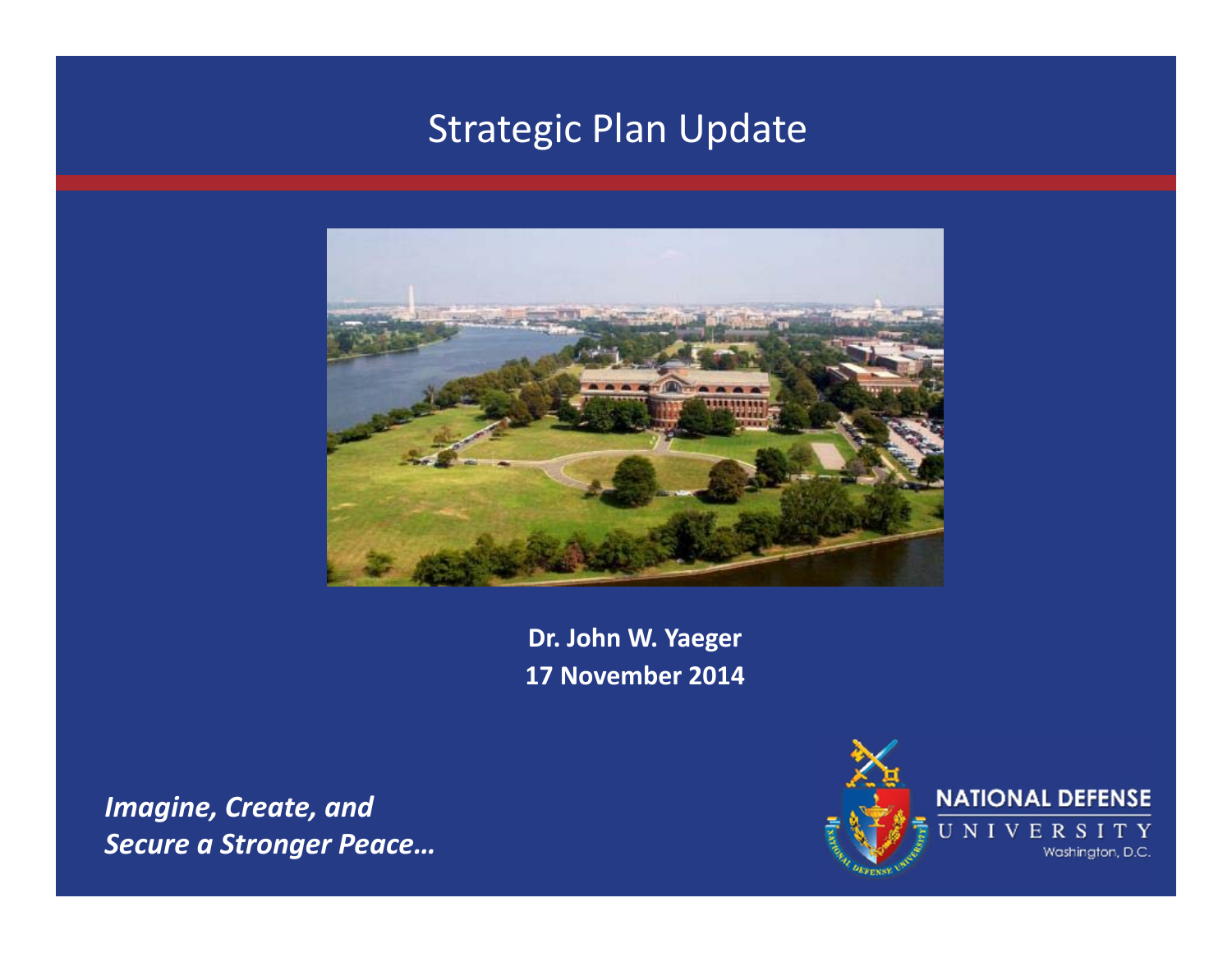# Strategic Plan Update

**Dr. John W. Yaeger**
**17 November 2014**

***Imagine, Create, and Secure a Stronger Peace…***

NATIONAL DEFENSE UNIVERSITY
Washington, D.C.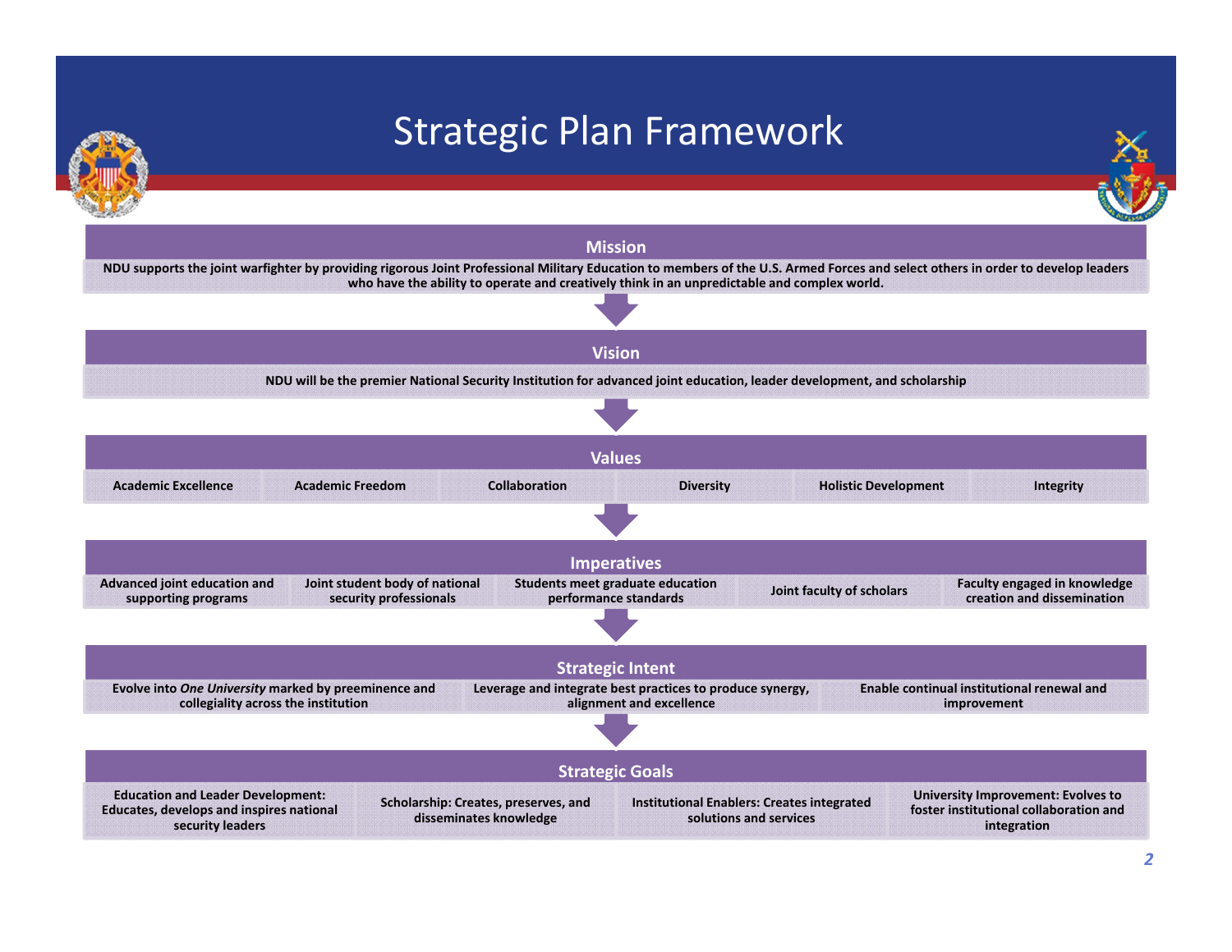# Strategic Plan Framework

## Mission

NDU supports the joint warfighter by providing rigorous Joint Professional Military Education to members of the U.S. Armed Forces and select others in order to develop leaders who have the ability to operate and creatively think in an unpredictable and complex world.

## Vision

NDU will be the premier National Security Institution for advanced joint education, leader development, and scholarship

## Values

| Academic Excellence | Academic Freedom | Collaboration | Diversity | Holistic Development | Integrity |
|---|---|---|---|---|---|

## Imperatives

| Advanced joint education and supporting programs | Joint student body of national security professionals | Students meet graduate education performance standards | Joint faculty of scholars | Faculty engaged in knowledge creation and dissemination |
|---|---|---|---|---|

## Strategic Intent

| Evolve into *One University* marked by preeminence and collegiality across the institution | Leverage and integrate best practices to produce synergy, alignment and excellence | Enable continual institutional renewal and improvement |
|---|---|---|

## Strategic Goals

| Education and Leader Development: Educates, develops and inspires national security leaders | Scholarship: Creates, preserves, and disseminates knowledge | Institutional Enablers: Creates integrated solutions and services | University Improvement: Evolves to foster institutional collaboration and integration |
|---|---|---|---|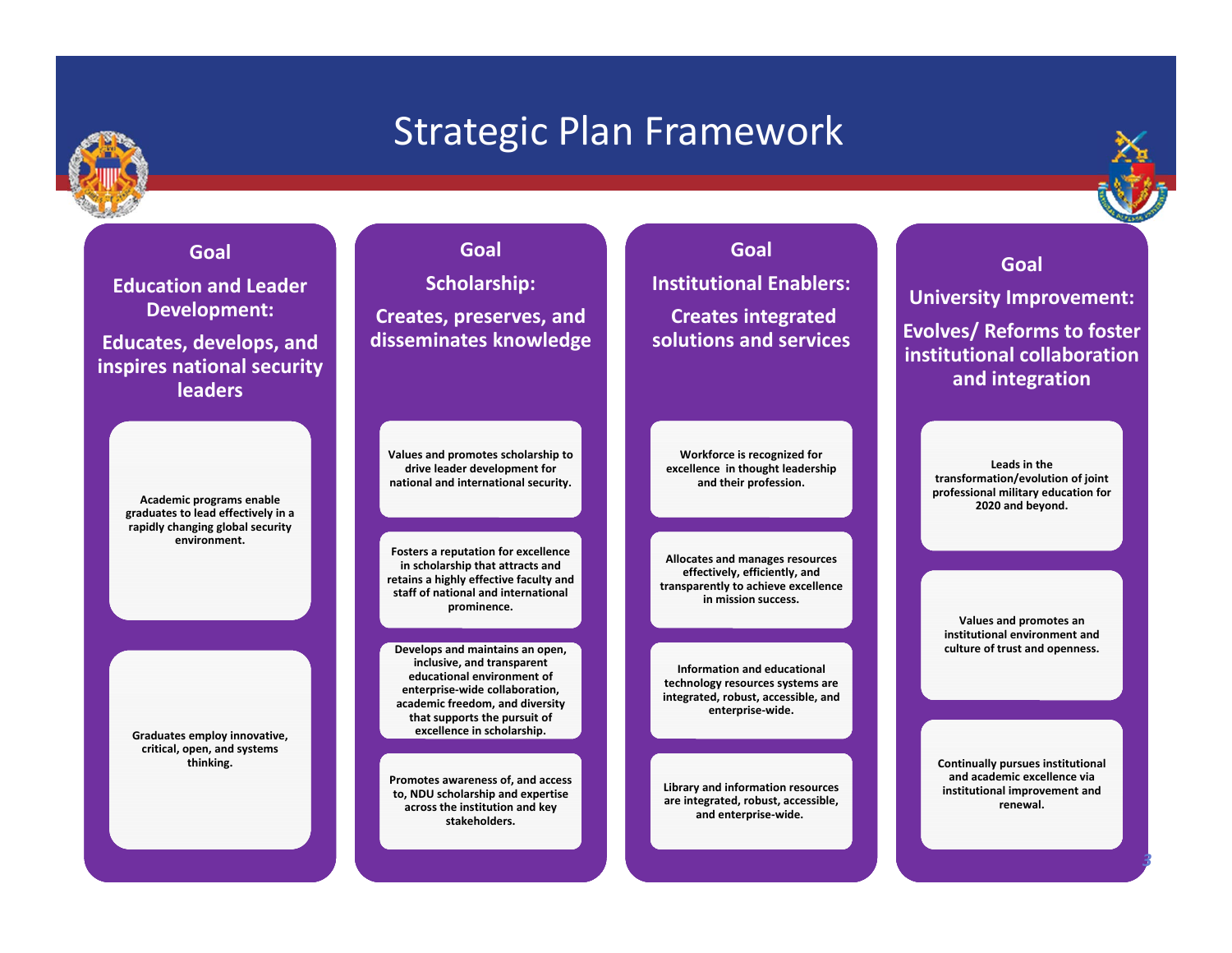# Strategic Plan Framework

## Goal

### Education and Leader Development:

**Educates, develops, and inspires national security leaders**

- Academic programs enable graduates to lead effectively in a rapidly changing global security environment.
- Graduates employ innovative, critical, open, and systems thinking.

## Goal

### Scholarship:

**Creates, preserves, and disseminates knowledge**

- Values and promotes scholarship to drive leader development for national and international security.
- Fosters a reputation for excellence in scholarship that attracts and retains a highly effective faculty and staff of national and international prominence.
- Develops and maintains an open, inclusive, and transparent educational environment of enterprise-wide collaboration, academic freedom, and diversity that supports the pursuit of excellence in scholarship.
- Promotes awareness of, and access to, NDU scholarship and expertise across the institution and key stakeholders.

## Goal

### Institutional Enablers:

**Creates integrated solutions and services**

- Workforce is recognized for excellence in thought leadership and their profession.
- Allocates and manages resources effectively, efficiently, and transparently to achieve excellence in mission success.
- Information and educational technology resources systems are integrated, robust, accessible, and enterprise-wide.
- Library and information resources are integrated, robust, accessible, and enterprise-wide.

## Goal

### University Improvement:

**Evolves/ Reforms to foster institutional collaboration and integration**

- Leads in the transformation/evolution of joint professional military education for 2020 and beyond.
- Values and promotes an institutional environment and culture of trust and openness.
- Continually pursues institutional and academic excellence via institutional improvement and renewal.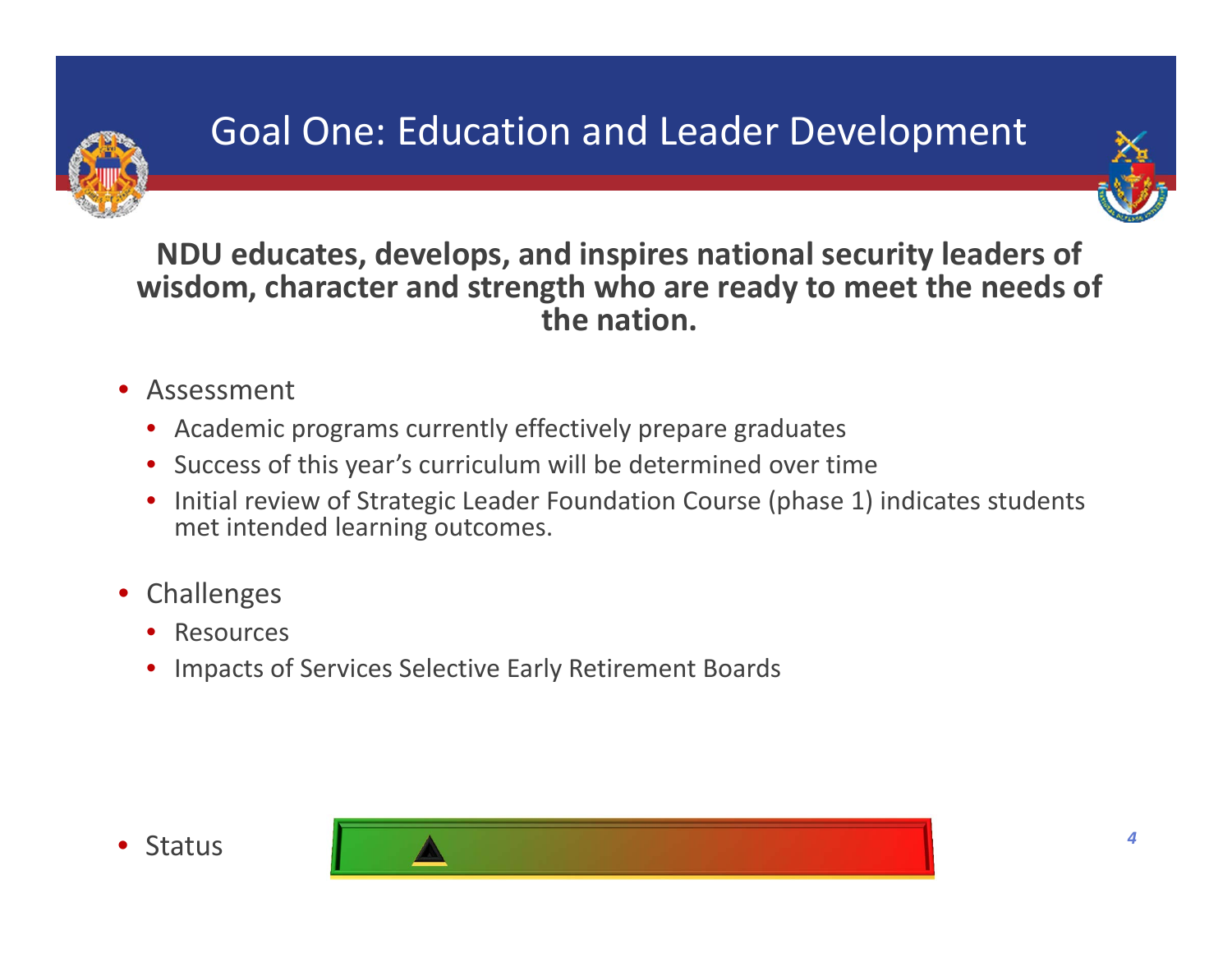# Goal One: Education and Leader Development

**NDU educates, develops, and inspires national security leaders of wisdom, character and strength who are ready to meet the needs of the nation.**

- Assessment
  - Academic programs currently effectively prepare graduates
  - Success of this year's curriculum will be determined over time
  - Initial review of Strategic Leader Foundation Course (phase 1) indicates students met intended learning outcomes.
- Challenges
  - Resources
  - Impacts of Services Selective Early Retirement Boards
- Status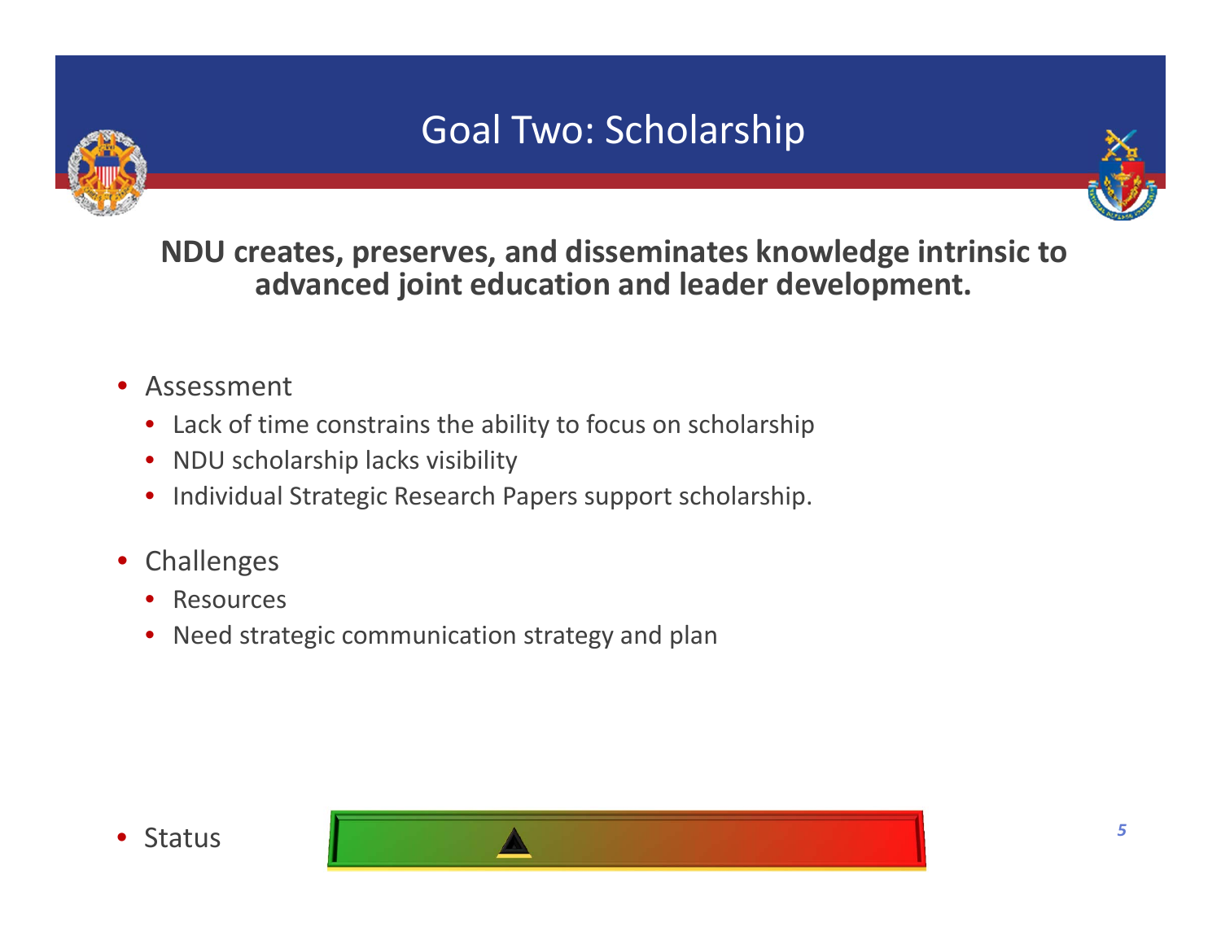# Goal Two: Scholarship

**NDU creates, preserves, and disseminates knowledge intrinsic to advanced joint education and leader development.**

- Assessment
  - Lack of time constrains the ability to focus on scholarship
  - NDU scholarship lacks visibility
  - Individual Strategic Research Papers support scholarship.
- Challenges
  - Resources
  - Need strategic communication strategy and plan
- Status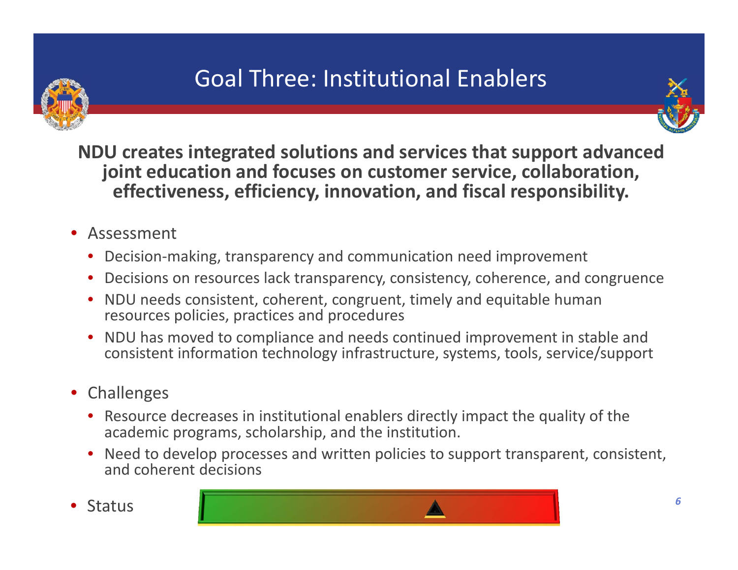# Goal Three: Institutional Enablers

**NDU creates integrated solutions and services that support advanced joint education and focuses on customer service, collaboration, effectiveness, efficiency, innovation, and fiscal responsibility.**

- Assessment
  - Decision-making, transparency and communication need improvement
  - Decisions on resources lack transparency, consistency, coherence, and congruence
  - NDU needs consistent, coherent, congruent, timely and equitable human resources policies, practices and procedures
  - NDU has moved to compliance and needs continued improvement in stable and consistent information technology infrastructure, systems, tools, service/support
- Challenges
  - Resource decreases in institutional enablers directly impact the quality of the academic programs, scholarship, and the institution.
  - Need to develop processes and written policies to support transparent, consistent, and coherent decisions
- Status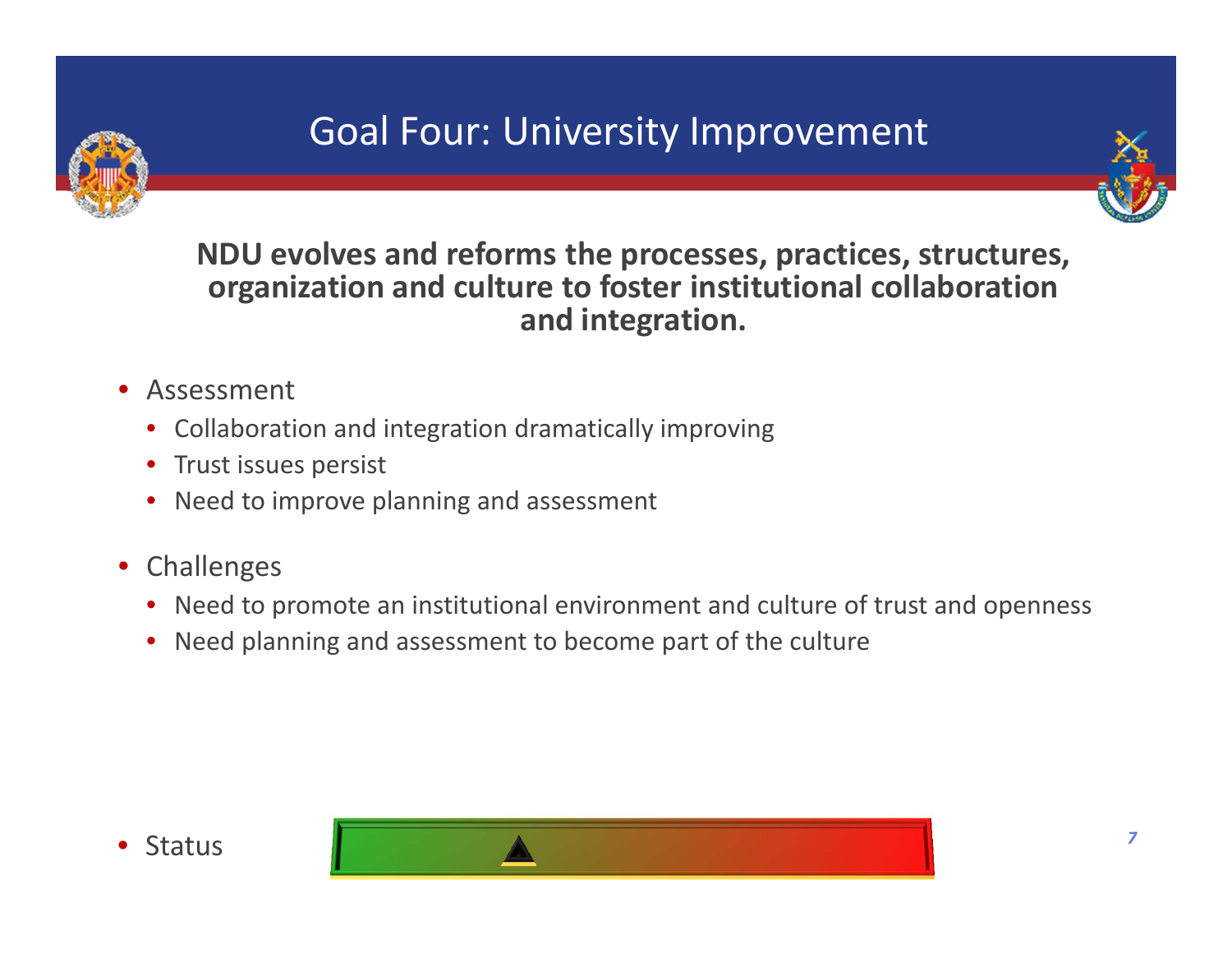# Goal Four: University Improvement

**NDU evolves and reforms the processes, practices, structures, organization and culture to foster institutional collaboration and integration.**

- Assessment
  - Collaboration and integration dramatically improving
  - Trust issues persist
  - Need to improve planning and assessment
- Challenges
  - Need to promote an institutional environment and culture of trust and openness
  - Need planning and assessment to become part of the culture
- Status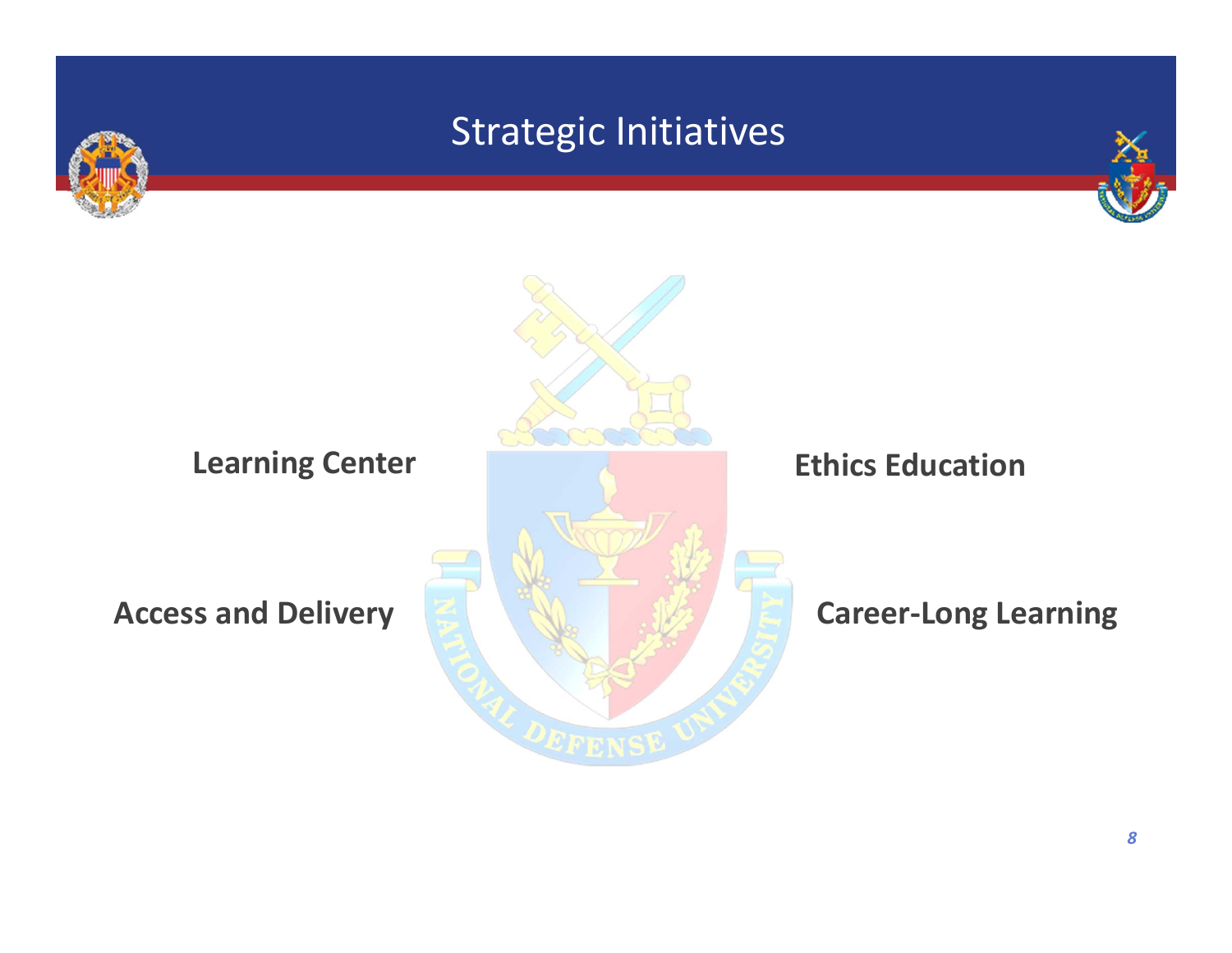# Strategic Initiatives

**Learning Center**

**Ethics Education**

**Access and Delivery**

**Career-Long Learning**